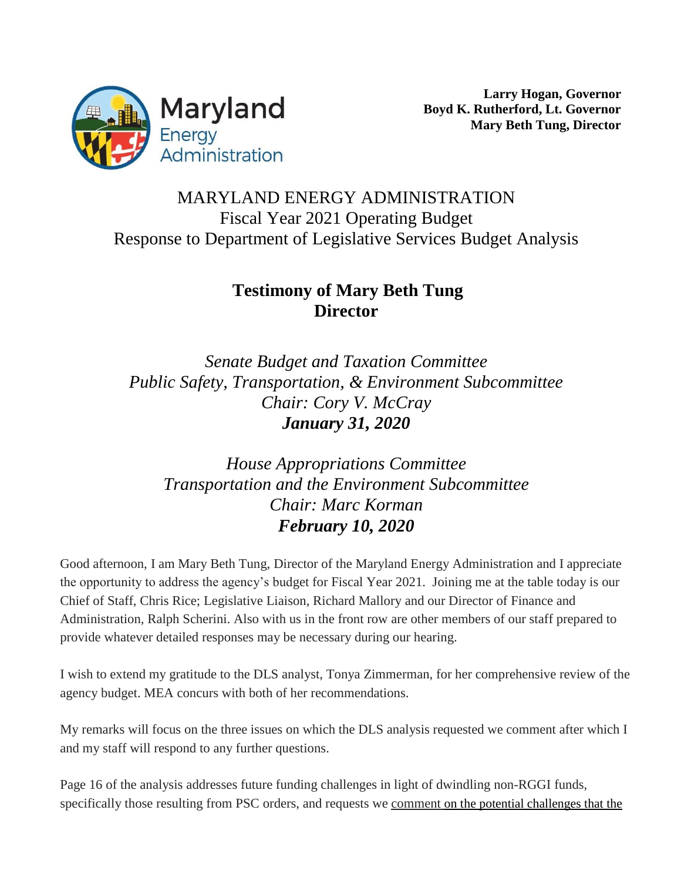Maryland Energy Administration

**Larry Hogan, Governor**
**Boyd K. Rutherford, Lt. Governor**
**Mary Beth Tung, Director**

# MARYLAND ENERGY ADMINISTRATION
Fiscal Year 2021 Operating Budget
Response to Department of Legislative Services Budget Analysis

## Testimony of Mary Beth Tung
## Director

*Senate Budget and Taxation Committee*
*Public Safety, Transportation, & Environment Subcommittee*
*Chair: Cory V. McCray*
***January 31, 2020***

*House Appropriations Committee*
*Transportation and the Environment Subcommittee*
*Chair: Marc Korman*
***February 10, 2020***

Good afternoon, I am Mary Beth Tung, Director of the Maryland Energy Administration and I appreciate the opportunity to address the agency's budget for Fiscal Year 2021. Joining me at the table today is our Chief of Staff, Chris Rice; Legislative Liaison, Richard Mallory and our Director of Finance and Administration, Ralph Scherini. Also with us in the front row are other members of our staff prepared to provide whatever detailed responses may be necessary during our hearing.

I wish to extend my gratitude to the DLS analyst, Tonya Zimmerman, for her comprehensive review of the agency budget. MEA concurs with both of her recommendations.

My remarks will focus on the three issues on which the DLS analysis requested we comment after which I and my staff will respond to any further questions.

Page 16 of the analysis addresses future funding challenges in light of dwindling non-RGGI funds, specifically those resulting from PSC orders, and requests we comment on the potential challenges that the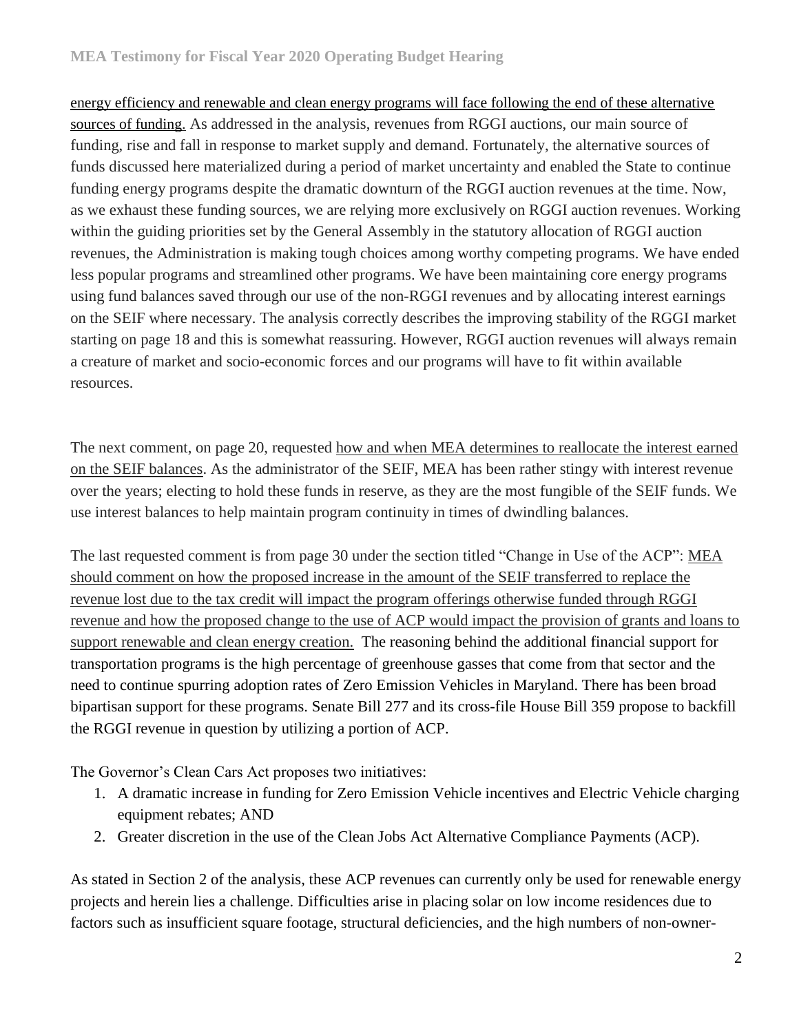energy efficiency and renewable and clean energy programs will face following the end of these alternative sources of funding. As addressed in the analysis, revenues from RGGI auctions, our main source of funding, rise and fall in response to market supply and demand. Fortunately, the alternative sources of funds discussed here materialized during a period of market uncertainty and enabled the State to continue funding energy programs despite the dramatic downturn of the RGGI auction revenues at the time. Now, as we exhaust these funding sources, we are relying more exclusively on RGGI auction revenues. Working within the guiding priorities set by the General Assembly in the statutory allocation of RGGI auction revenues, the Administration is making tough choices among worthy competing programs. We have ended less popular programs and streamlined other programs. We have been maintaining core energy programs using fund balances saved through our use of the non-RGGI revenues and by allocating interest earnings on the SEIF where necessary. The analysis correctly describes the improving stability of the RGGI market starting on page 18 and this is somewhat reassuring. However, RGGI auction revenues will always remain a creature of market and socio-economic forces and our programs will have to fit within available resources.

The next comment, on page 20, requested how and when MEA determines to reallocate the interest earned on the SEIF balances. As the administrator of the SEIF, MEA has been rather stingy with interest revenue over the years; electing to hold these funds in reserve, as they are the most fungible of the SEIF funds. We use interest balances to help maintain program continuity in times of dwindling balances.

The last requested comment is from page 30 under the section titled "Change in Use of the ACP": MEA should comment on how the proposed increase in the amount of the SEIF transferred to replace the revenue lost due to the tax credit will impact the program offerings otherwise funded through RGGI revenue and how the proposed change to the use of ACP would impact the provision of grants and loans to support renewable and clean energy creation. The reasoning behind the additional financial support for transportation programs is the high percentage of greenhouse gasses that come from that sector and the need to continue spurring adoption rates of Zero Emission Vehicles in Maryland. There has been broad bipartisan support for these programs. Senate Bill 277 and its cross-file House Bill 359 propose to backfill the RGGI revenue in question by utilizing a portion of ACP.

The Governor's Clean Cars Act proposes two initiatives:

1. A dramatic increase in funding for Zero Emission Vehicle incentives and Electric Vehicle charging equipment rebates; AND
2. Greater discretion in the use of the Clean Jobs Act Alternative Compliance Payments (ACP).

As stated in Section 2 of the analysis, these ACP revenues can currently only be used for renewable energy projects and herein lies a challenge. Difficulties arise in placing solar on low income residences due to factors such as insufficient square footage, structural deficiencies, and the high numbers of non-owner-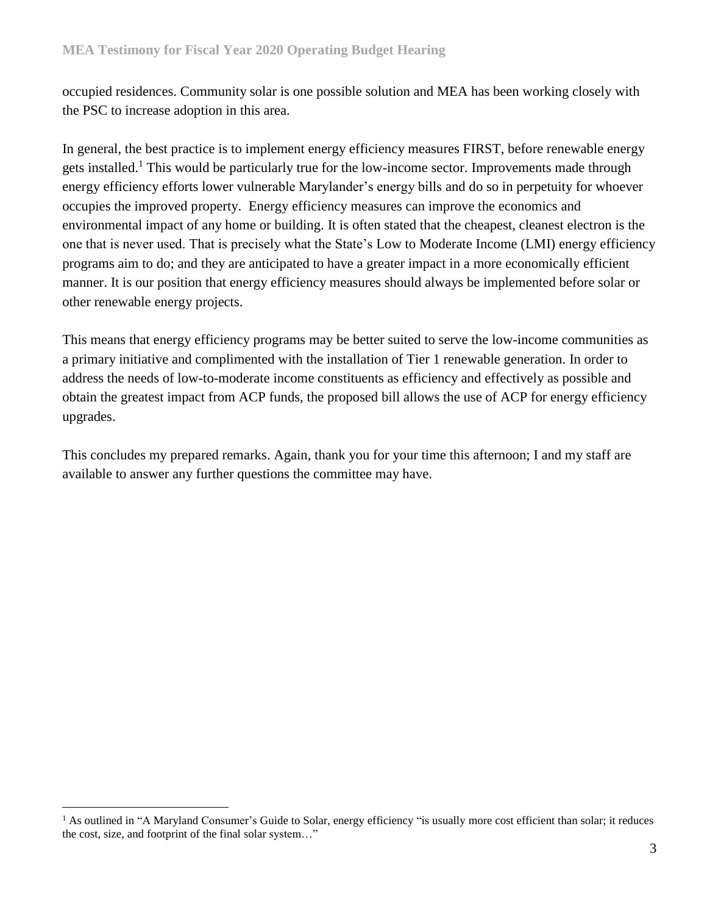occupied residences. Community solar is one possible solution and MEA has been working closely with the PSC to increase adoption in this area.

In general, the best practice is to implement energy efficiency measures FIRST, before renewable energy gets installed.[1] This would be particularly true for the low-income sector. Improvements made through energy efficiency efforts lower vulnerable Marylander's energy bills and do so in perpetuity for whoever occupies the improved property. Energy efficiency measures can improve the economics and environmental impact of any home or building. It is often stated that the cheapest, cleanest electron is the one that is never used. That is precisely what the State's Low to Moderate Income (LMI) energy efficiency programs aim to do; and they are anticipated to have a greater impact in a more economically efficient manner. It is our position that energy efficiency measures should always be implemented before solar or other renewable energy projects.

This means that energy efficiency programs may be better suited to serve the low-income communities as a primary initiative and complimented with the installation of Tier 1 renewable generation. In order to address the needs of low-to-moderate income constituents as efficiency and effectively as possible and obtain the greatest impact from ACP funds, the proposed bill allows the use of ACP for energy efficiency upgrades.

This concludes my prepared remarks. Again, thank you for your time this afternoon; I and my staff are available to answer any further questions the committee may have.

---

[1] As outlined in "A Maryland Consumer's Guide to Solar, energy efficiency "is usually more cost efficient than solar; it reduces the cost, size, and footprint of the final solar system…"